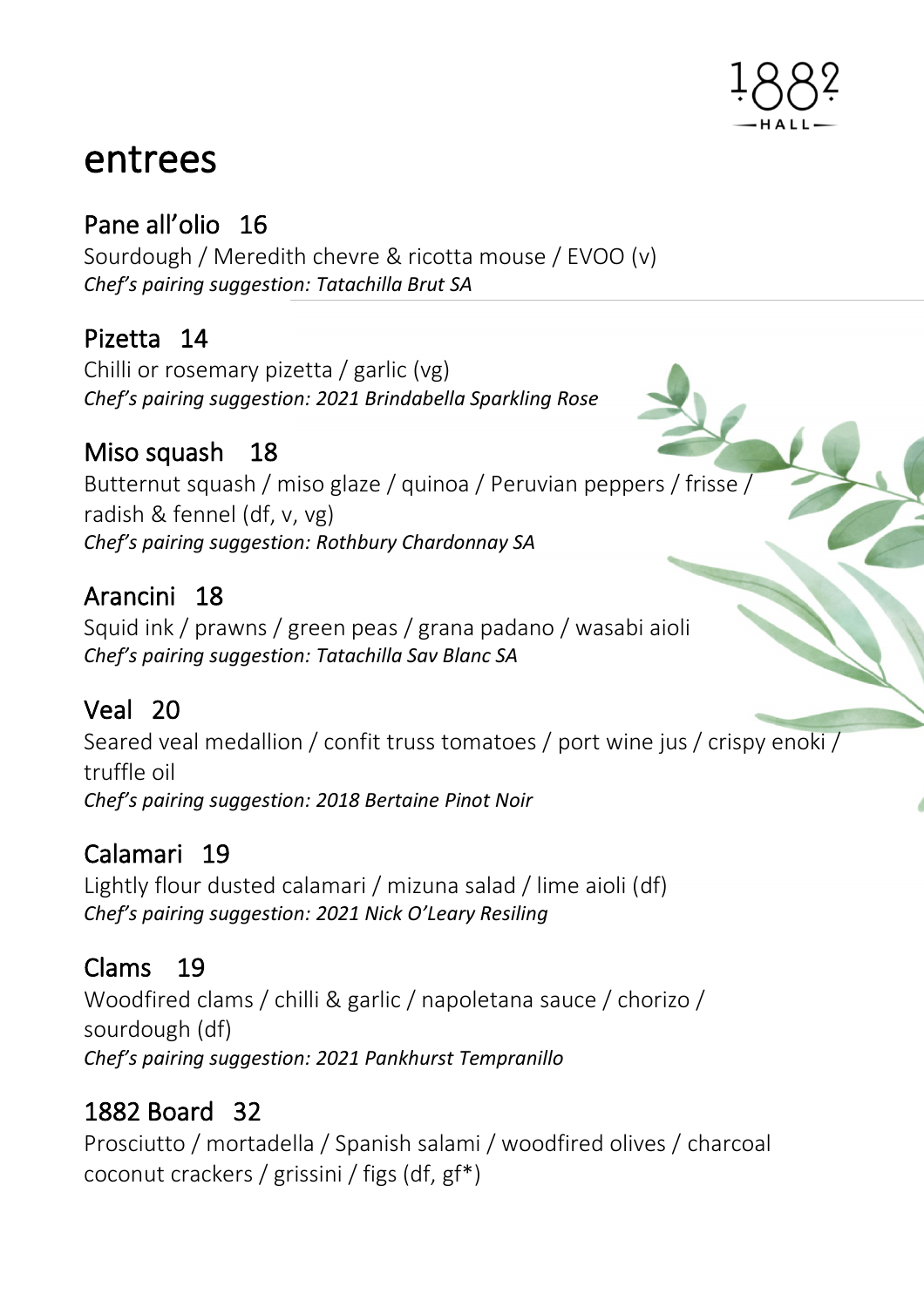1882 HALL

# entrees

## Pane all'olio 16
Sourdough / Meredith chevre & ricotta mouse / EVOO (v)
*Chef's pairing suggestion: Tatachilla Brut SA*

## Pizetta 14
Chilli or rosemary pizetta / garlic (vg)
*Chef's pairing suggestion: 2021 Brindabella Sparkling Rose*

## Miso squash 18
Butternut squash / miso glaze / quinoa / Peruvian peppers / frisse / radish & fennel (df, v, vg)
*Chef's pairing suggestion: Rothbury Chardonnay SA*

## Arancini 18
Squid ink / prawns / green peas / grana padano / wasabi aioli
*Chef's pairing suggestion: Tatachilla Sav Blanc SA*

## Veal 20
Seared veal medallion / confit truss tomatoes / port wine jus / crispy enoki / truffle oil
*Chef's pairing suggestion: 2018 Bertaine Pinot Noir*

## Calamari 19
Lightly flour dusted calamari / mizuna salad / lime aioli (df)
*Chef's pairing suggestion: 2021 Nick O'Leary Resiling*

## Clams 19
Woodfired clams / chilli & garlic / napoletana sauce / chorizo / sourdough (df)
*Chef's pairing suggestion: 2021 Pankhurst Tempranillo*

## 1882 Board 32
Prosciutto / mortadella / Spanish salami / woodfired olives / charcoal coconut crackers / grissini / figs (df, gf*)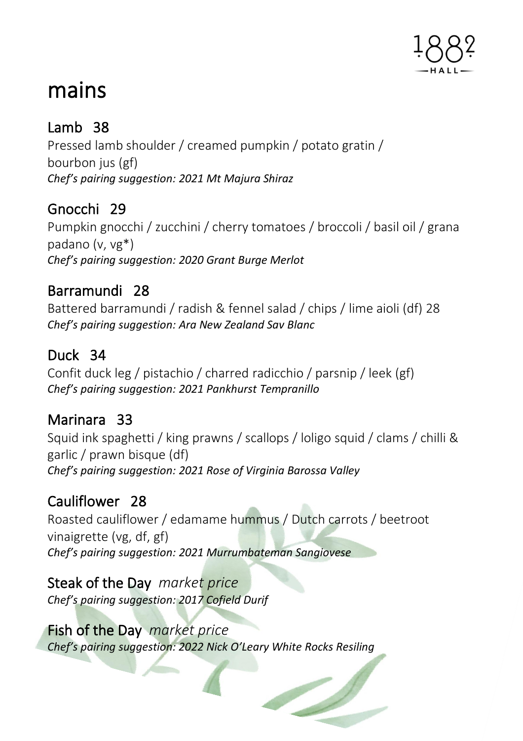# mains

## Lamb 38

Pressed lamb shoulder / creamed pumpkin / potato gratin / bourbon jus (gf)

*Chef's pairing suggestion: 2021 Mt Majura Shiraz*

## Gnocchi 29

Pumpkin gnocchi / zucchini / cherry tomatoes / broccoli / basil oil / grana padano (v, vg*)

*Chef's pairing suggestion: 2020 Grant Burge Merlot*

## Barramundi 28

Battered barramundi / radish & fennel salad / chips / lime aioli (df) 28

*Chef's pairing suggestion: Ara New Zealand Sav Blanc*

## Duck 34

Confit duck leg / pistachio / charred radicchio / parsnip / leek (gf)

*Chef's pairing suggestion: 2021 Pankhurst Tempranillo*

## Marinara 33

Squid ink spaghetti / king prawns / scallops / loligo squid / clams / chilli & garlic / prawn bisque (df)

*Chef's pairing suggestion: 2021 Rose of Virginia Barossa Valley*

## Cauliflower 28

Roasted cauliflower / edamame hummus / Dutch carrots / beetroot vinaigrette (vg, df, gf)

*Chef's pairing suggestion: 2021 Murrumbateman Sangiovese*

## Steak of the Day *market price*

*Chef's pairing suggestion: 2017 Cofield Durif*

## Fish of the Day *market price*

*Chef's pairing suggestion: 2022 Nick O'Leary White Rocks Resiling*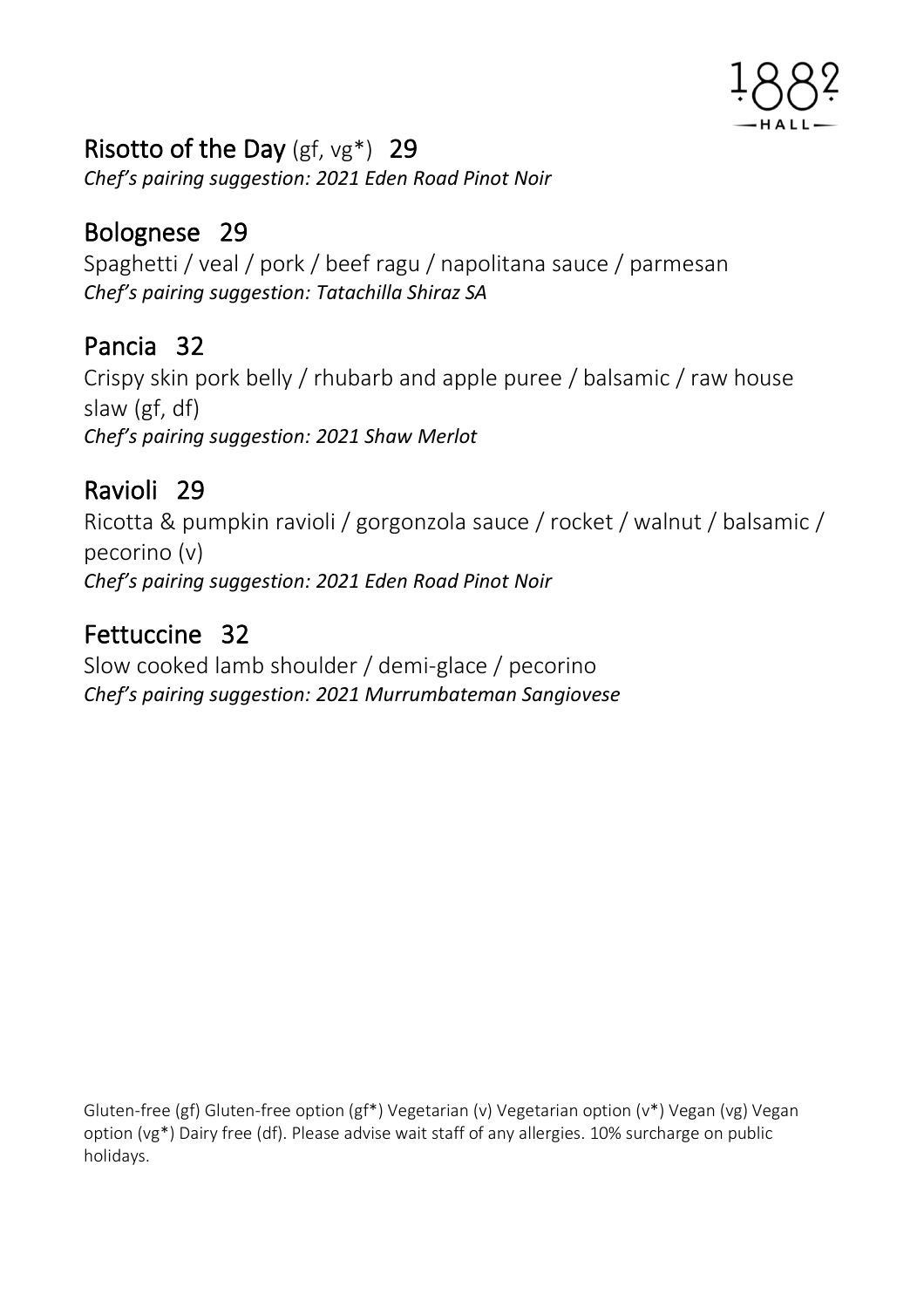## Risotto of the Day (gf, vg*) 29

*Chef's pairing suggestion: 2021 Eden Road Pinot Noir*

## Bolognese 29

Spaghetti / veal / pork / beef ragu / napolitana sauce / parmesan

*Chef's pairing suggestion: Tatachilla Shiraz SA*

## Pancia 32

Crispy skin pork belly / rhubarb and apple puree / balsamic / raw house slaw (gf, df)

*Chef's pairing suggestion: 2021 Shaw Merlot*

## Ravioli 29

Ricotta & pumpkin ravioli / gorgonzola sauce / rocket / walnut / balsamic / pecorino (v)

*Chef's pairing suggestion: 2021 Eden Road Pinot Noir*

## Fettuccine 32

Slow cooked lamb shoulder / demi-glace / pecorino

*Chef's pairing suggestion: 2021 Murrumbateman Sangiovese*

Gluten-free (gf) Gluten-free option (gf*) Vegetarian (v) Vegetarian option (v*) Vegan (vg) Vegan option (vg*) Dairy free (df). Please advise wait staff of any allergies. 10% surcharge on public holidays.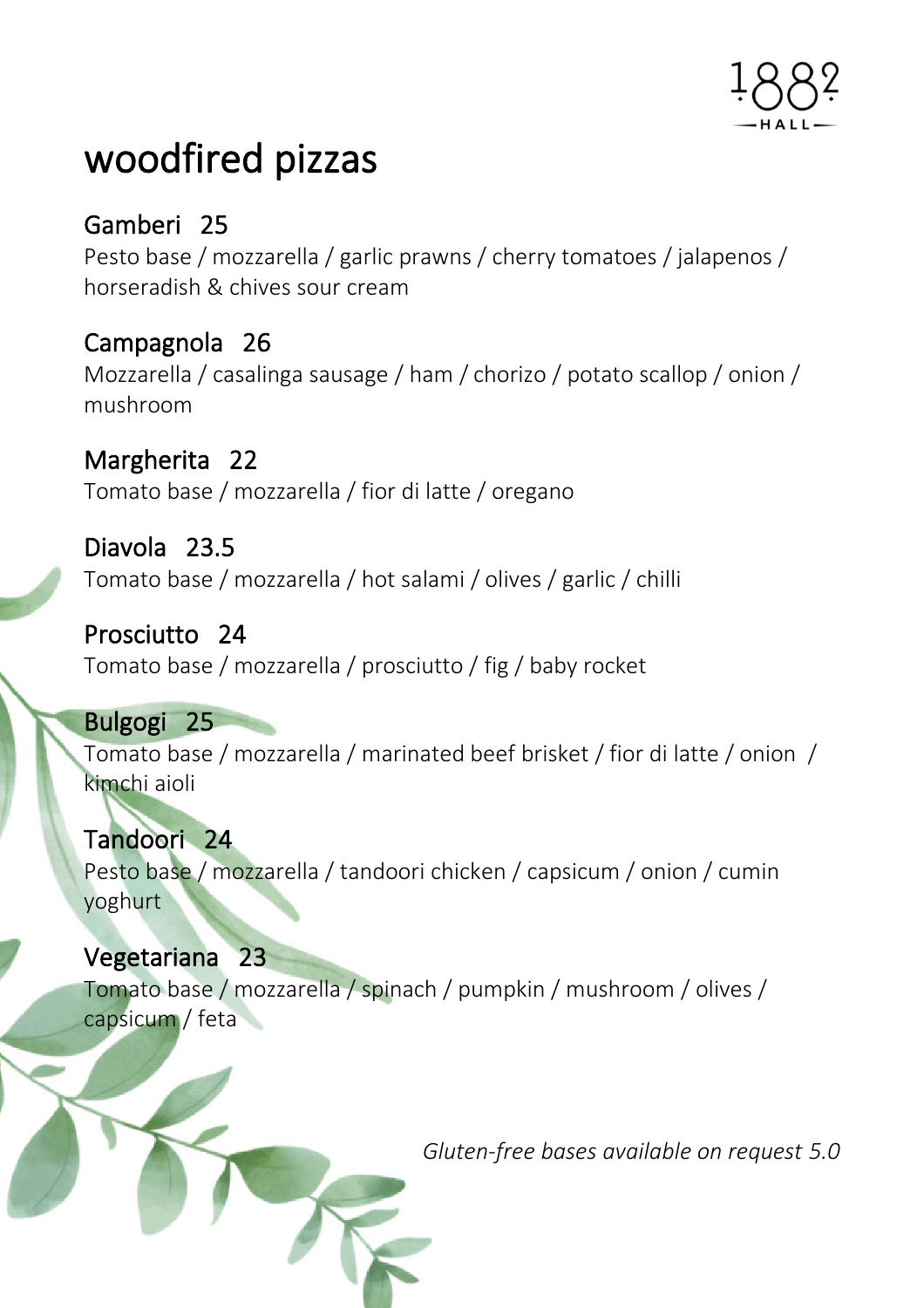1882 HALL

# woodfired pizzas

## Gamberi 25
Pesto base / mozzarella / garlic prawns / cherry tomatoes / jalapenos / horseradish & chives sour cream

## Campagnola 26
Mozzarella / casalinga sausage / ham / chorizo / potato scallop / onion / mushroom

## Margherita 22
Tomato base / mozzarella / fior di latte / oregano

## Diavola 23.5
Tomato base / mozzarella / hot salami / olives / garlic / chilli

## Prosciutto 24
Tomato base / mozzarella / prosciutto / fig / baby rocket

## Bulgogi 25
Tomato base / mozzarella / marinated beef brisket / fior di latte / onion / kimchi aioli

## Tandoori 24
Pesto base / mozzarella / tandoori chicken / capsicum / onion / cumin yoghurt

## Vegetariana 23
Tomato base / mozzarella / spinach / pumpkin / mushroom / olives / capsicum / feta

*Gluten-free bases available on request 5.0*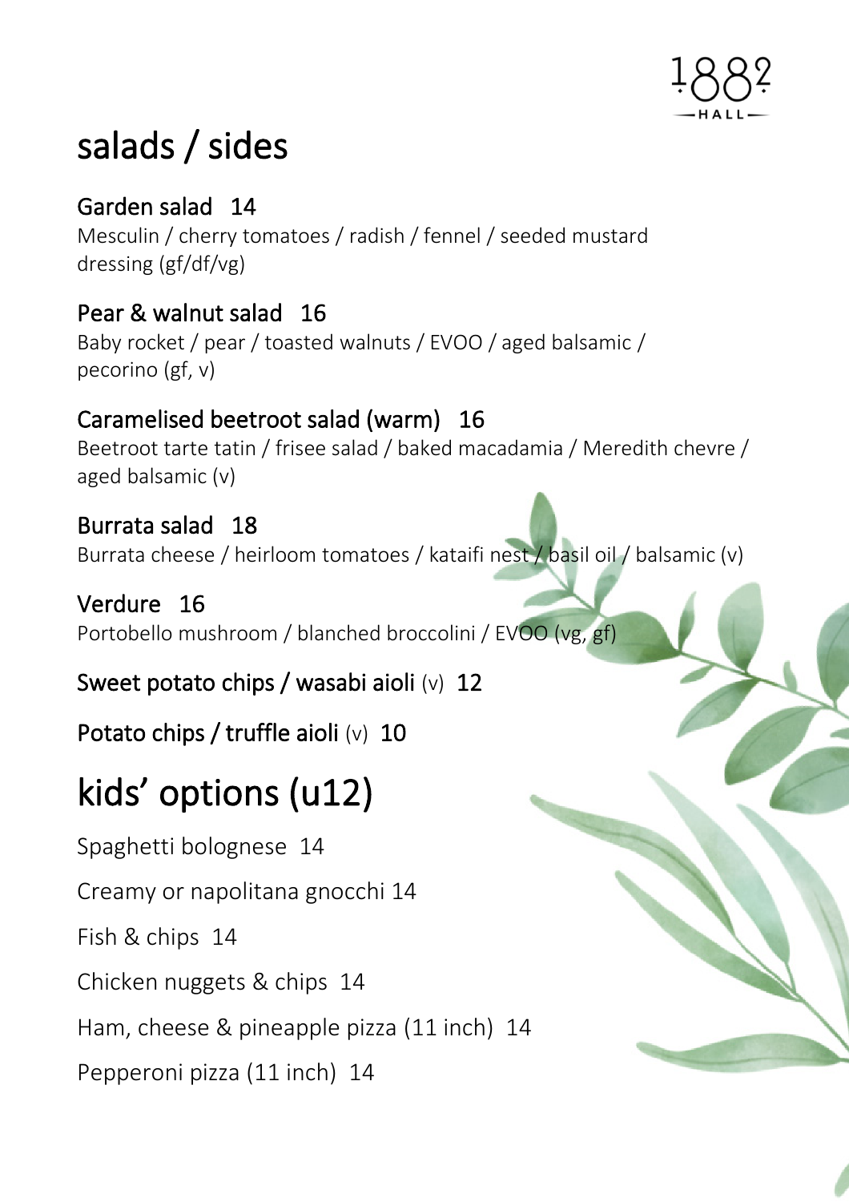# salads / sides

## Garden salad 14

Mesculin / cherry tomatoes / radish / fennel / seeded mustard dressing (gf/df/vg)

## Pear & walnut salad 16

Baby rocket / pear / toasted walnuts / EVOO / aged balsamic / pecorino (gf, v)

## Caramelised beetroot salad (warm) 16

Beetroot tarte tatin / frisee salad / baked macadamia / Meredith chevre / aged balsamic (v)

## Burrata salad 18

Burrata cheese / heirloom tomatoes / kataifi nest / basil oil / balsamic (v)

## Verdure 16

Portobello mushroom / blanched broccolini / EVOO (vg, gf)

## Sweet potato chips / wasabi aioli (v) 12

## Potato chips / truffle aioli (v) 10

# kids' options (u12)

Spaghetti bolognese 14

Creamy or napolitana gnocchi 14

Fish & chips 14

Chicken nuggets & chips 14

Ham, cheese & pineapple pizza (11 inch) 14

Pepperoni pizza (11 inch) 14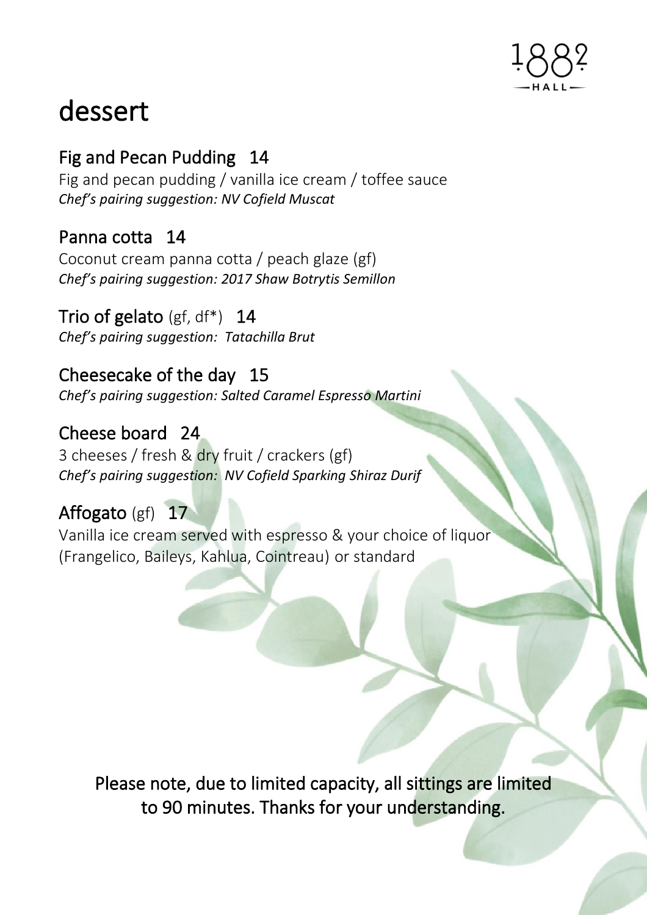1882 HALL

# dessert

## Fig and Pecan Pudding 14

Fig and pecan pudding / vanilla ice cream / toffee sauce
*Chef's pairing suggestion: NV Cofield Muscat*

## Panna cotta 14

Coconut cream panna cotta / peach glaze (gf)
*Chef's pairing suggestion: 2017 Shaw Botrytis Semillon*

## Trio of gelato (gf, df*) 14

*Chef's pairing suggestion: Tatachilla Brut*

## Cheesecake of the day 15

*Chef's pairing suggestion: Salted Caramel Espresso Martini*

## Cheese board 24

3 cheeses / fresh & dry fruit / crackers (gf)
*Chef's pairing suggestion: NV Cofield Sparking Shiraz Durif*

## Affogato (gf) 17

Vanilla ice cream served with espresso & your choice of liquor (Frangelico, Baileys, Kahlua, Cointreau) or standard

Please note, due to limited capacity, all sittings are limited to 90 minutes. Thanks for your understanding.